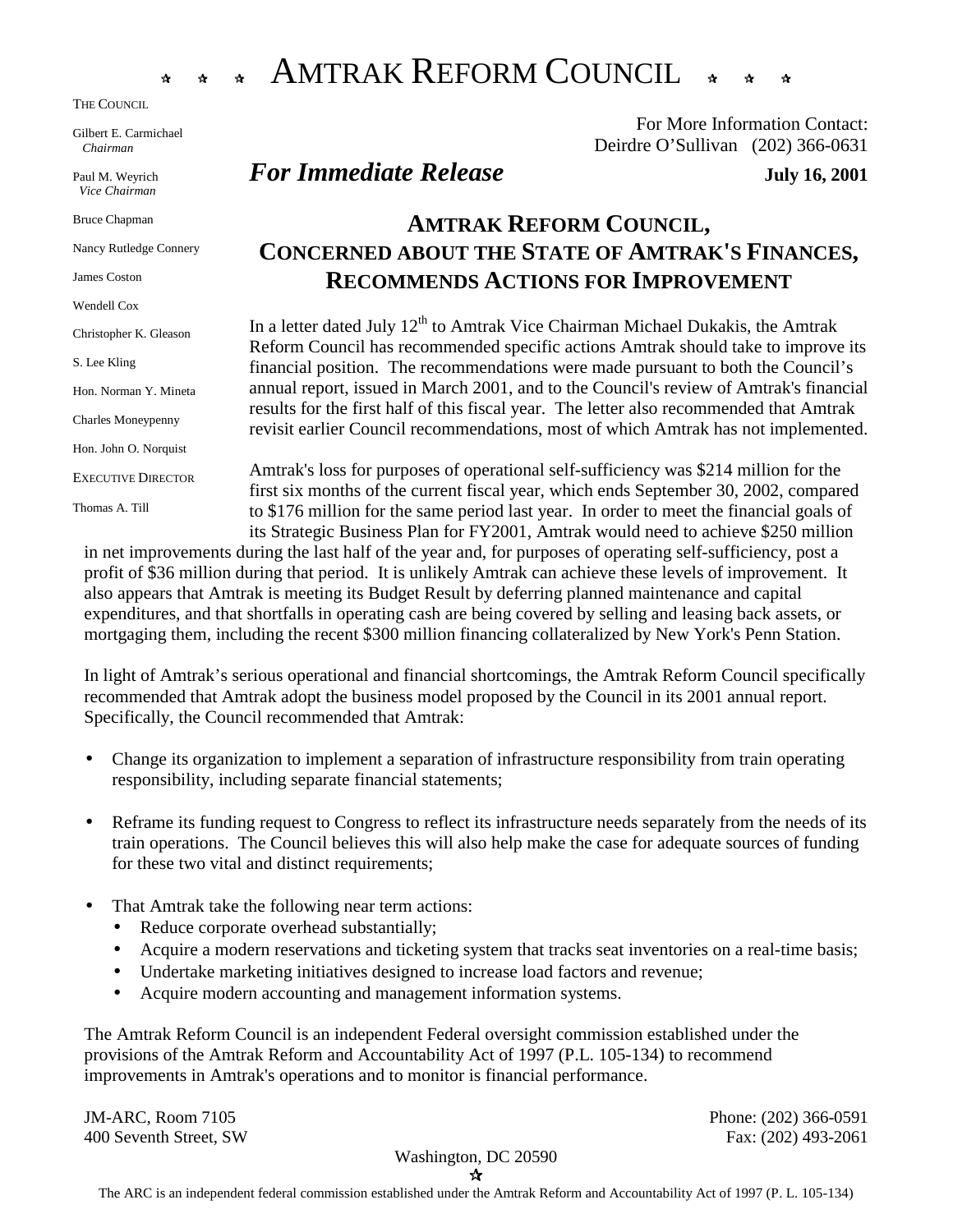# ☆ ☆ ☆ AMTRAK REFORM COUNCIL ☆ ☆ ☆

THE COUNCIL

Gilbert E. Carmichael
*Chairman*

Paul M. Weyrich
*Vice Chairman*

Bruce Chapman

Nancy Rutledge Connery

James Coston

Wendell Cox

Christopher K. Gleason

S. Lee Kling

Hon. Norman Y. Mineta

Charles Moneypenny

Hon. John O. Norquist

EXECUTIVE DIRECTOR

Thomas A. Till

For More Information Contact:
Deirdre O'Sullivan (202) 366-0631

***For Immediate Release*** **July 16, 2001**

## AMTRAK REFORM COUNCIL, CONCERNED ABOUT THE STATE OF AMTRAK'S FINANCES, RECOMMENDS ACTIONS FOR IMPROVEMENT

In a letter dated July 12th to Amtrak Vice Chairman Michael Dukakis, the Amtrak Reform Council has recommended specific actions Amtrak should take to improve its financial position. The recommendations were made pursuant to both the Council's annual report, issued in March 2001, and to the Council's review of Amtrak's financial results for the first half of this fiscal year. The letter also recommended that Amtrak revisit earlier Council recommendations, most of which Amtrak has not implemented.

Amtrak's loss for purposes of operational self-sufficiency was $214 million for the first six months of the current fiscal year, which ends September 30, 2002, compared to $176 million for the same period last year. In order to meet the financial goals of its Strategic Business Plan for FY2001, Amtrak would need to achieve $250 million in net improvements during the last half of the year and, for purposes of operating self-sufficiency, post a profit of $36 million during that period. It is unlikely Amtrak can achieve these levels of improvement. It also appears that Amtrak is meeting its Budget Result by deferring planned maintenance and capital expenditures, and that shortfalls in operating cash are being covered by selling and leasing back assets, or mortgaging them, including the recent $300 million financing collateralized by New York's Penn Station.

In light of Amtrak's serious operational and financial shortcomings, the Amtrak Reform Council specifically recommended that Amtrak adopt the business model proposed by the Council in its 2001 annual report. Specifically, the Council recommended that Amtrak:

- Change its organization to implement a separation of infrastructure responsibility from train operating responsibility, including separate financial statements;
- Reframe its funding request to Congress to reflect its infrastructure needs separately from the needs of its train operations. The Council believes this will also help make the case for adequate sources of funding for these two vital and distinct requirements;
- That Amtrak take the following near term actions:
  - Reduce corporate overhead substantially;
  - Acquire a modern reservations and ticketing system that tracks seat inventories on a real-time basis;
  - Undertake marketing initiatives designed to increase load factors and revenue;
  - Acquire modern accounting and management information systems.

The Amtrak Reform Council is an independent Federal oversight commission established under the provisions of the Amtrak Reform and Accountability Act of 1997 (P.L. 105-134) to recommend improvements in Amtrak's operations and to monitor is financial performance.

JM-ARC, Room 7105
400 Seventh Street, SW
Washington, DC 20590

Phone: (202) 366-0591
Fax: (202) 493-2061

The ARC is an independent federal commission established under the Amtrak Reform and Accountability Act of 1997 (P. L. 105-134)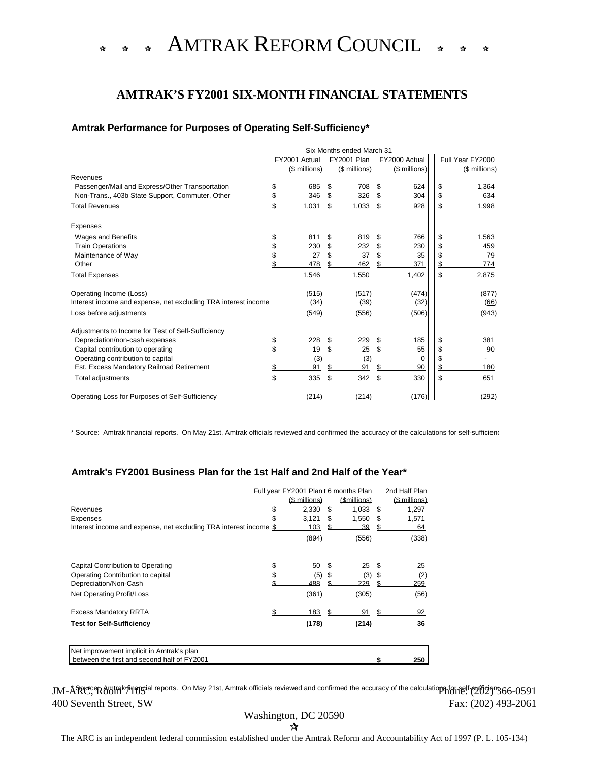# ☆ ☆ ☆ AMTRAK REFORM COUNCIL ☆ ☆ ☆

## AMTRAK'S FY2001 SIX-MONTH FINANCIAL STATEMENTS

### Amtrak Performance for Purposes of Operating Self-Sufficiency*

| | Six Months ended March 31 | | | |
|---|---|---|---|---|
| | FY2001 Actual ($ millions) | FY2001 Plan ($ millions) | FY2000 Actual ($ millions) | Full Year FY2000 ($ millions) |
| Revenues | | | | |
| Passenger/Mail and Express/Other Transportation | $ 685 | $ 708 | $ 624 | $ 1,364 |
| Non-Trans., 403b State Support, Commuter, Other | $ 346 | $ 326 | $ 304 | $ 634 |
| Total Revenues | $ 1,031 | $ 1,033 | $ 928 | $ 1,998 |
| Expenses | | | | |
| Wages and Benefits | $ 811 | $ 819 | $ 766 | $ 1,563 |
| Train Operations | $ 230 | $ 232 | $ 230 | $ 459 |
| Maintenance of Way | $ 27 | $ 37 | $ 35 | $ 79 |
| Other | $ 478 | $ 462 | $ 371 | $ 774 |
| Total Expenses | 1,546 | 1,550 | 1,402 | $ 2,875 |
| Operating Income (Loss) | (515) | (517) | (474) | (877) |
| Interest income and expense, net excluding TRA interest income | (34) | (39) | (32) | (66) |
| Loss before adjustments | (549) | (556) | (506) | (943) |
| Adjustments to Income for Test of Self-Sufficiency | | | | |
| Depreciation/non-cash expenses | $ 228 | $ 229 | $ 185 | $ 381 |
| Capital contribution to operating | $ 19 | $ 25 | $ 55 | $ 90 |
| Operating contribution to capital | (3) | (3) | 0 | $ - |
| Est. Excess Mandatory Railroad Retirement | $ 91 | $ 91 | $ 90 | $ 180 |
| Total adjustments | $ 335 | $ 342 | $ 330 | $ 651 |
| Operating Loss for Purposes of Self-Sufficiency | (214) | (214) | (176) | (292) |

\* Source: Amtrak financial reports. On May 21st, Amtrak officials reviewed and confirmed the accuracy of the calculations for self-sufficienc

### Amtrak's FY2001 Business Plan for the 1st Half and 2nd Half of the Year*

| | Full year FY2001 Plan ($ millions) | 1st 6 months Plan ($millions) | 2nd Half Plan ($ millions) |
|---|---|---|---|
| Revenues | $ 2,330 | $ 1,033 | $ 1,297 |
| Expenses | $ 3,121 | $ 1,550 | $ 1,571 |
| Interest income and expense, net excluding TRA interest income | $ 103 | $ 39 | $ 64 |
| | (894) | (556) | (338) |
| Capital Contribution to Operating | $ 50 | $ 25 | $ 25 |
| Operating Contribution to capital | $ (5) | $ (3) | $ (2) |
| Depreciation/Non-Cash | $ 488 | $ 229 | $ 259 |
| Net Operating Profit/Loss | (361) | (305) | (56) |
| Excess Mandatory RRTA | $ 183 | $ 91 | $ 92 |
| **Test for Self-Sufficiency** | **(178)** | **(214)** | **36** |

| | |
|---|---|
| Net improvement implicit in Amtrak's plan between the first and second half of FY2001 | **$ 250** |

\* Source: Amtrak financial reports. On May 21st, Amtrak officials reviewed and confirmed the accuracy of the calculations for self-sufficienc

JM-ARC, Room 7105
400 Seventh Street, SW
Washington, DC 20590

Phone: (202) 366-0591
Fax: (202) 493-2061

The ARC is an independent federal commission established under the Amtrak Reform and Accountability Act of 1997 (P. L. 105-134)